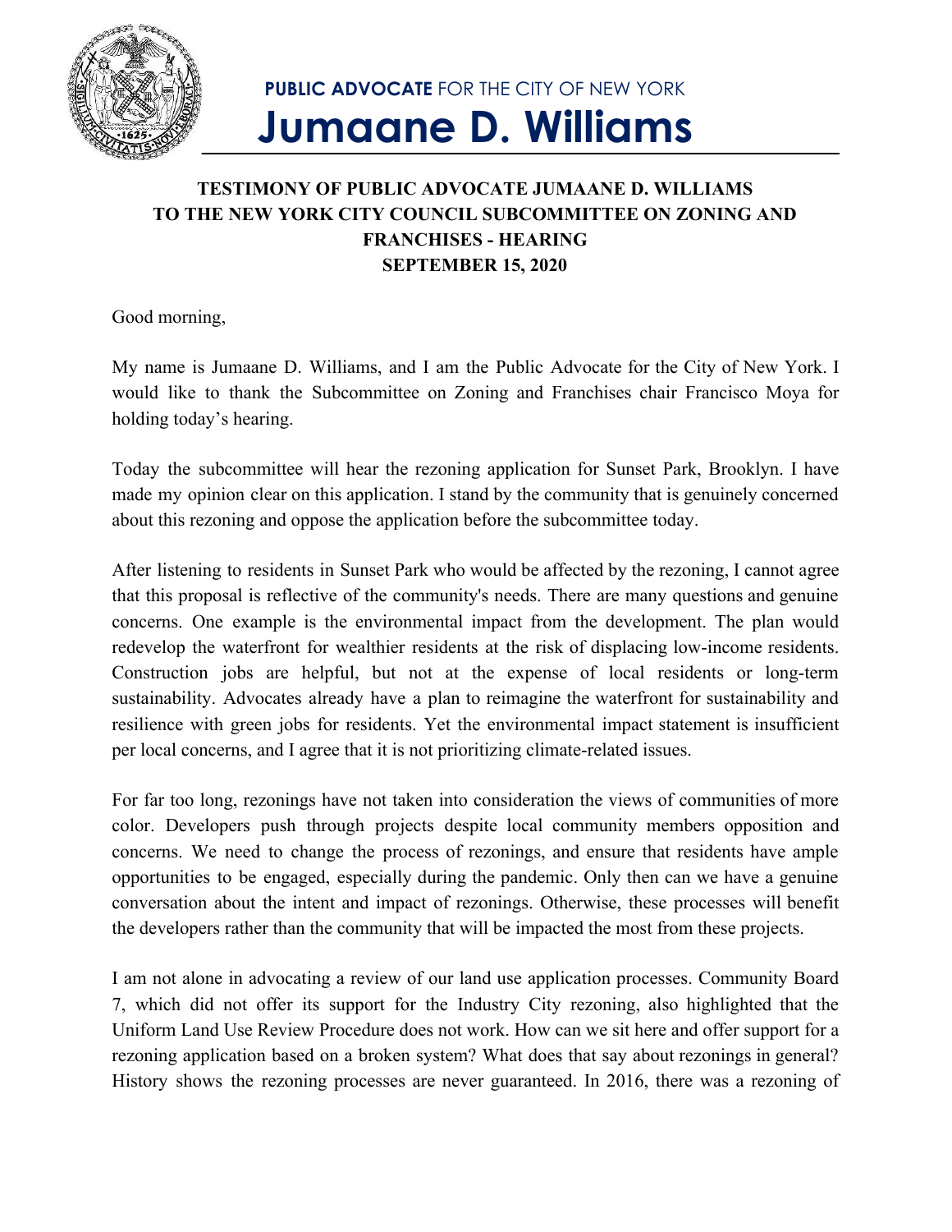**PUBLIC ADVOCATE** FOR THE CITY OF NEW YORK

# Jumaane D. Williams

## TESTIMONY OF PUBLIC ADVOCATE JUMAANE D. WILLIAMS TO THE NEW YORK CITY COUNCIL SUBCOMMITTEE ON ZONING AND FRANCHISES - HEARING SEPTEMBER 15, 2020

Good morning,

My name is Jumaane D. Williams, and I am the Public Advocate for the City of New York. I would like to thank the Subcommittee on Zoning and Franchises chair Francisco Moya for holding today's hearing.

Today the subcommittee will hear the rezoning application for Sunset Park, Brooklyn. I have made my opinion clear on this application. I stand by the community that is genuinely concerned about this rezoning and oppose the application before the subcommittee today.

After listening to residents in Sunset Park who would be affected by the rezoning, I cannot agree that this proposal is reflective of the community's needs. There are many questions and genuine concerns. One example is the environmental impact from the development. The plan would redevelop the waterfront for wealthier residents at the risk of displacing low-income residents. Construction jobs are helpful, but not at the expense of local residents or long-term sustainability. Advocates already have a plan to reimagine the waterfront for sustainability and resilience with green jobs for residents. Yet the environmental impact statement is insufficient per local concerns, and I agree that it is not prioritizing climate-related issues.

For far too long, rezonings have not taken into consideration the views of communities of more color. Developers push through projects despite local community members opposition and concerns. We need to change the process of rezonings, and ensure that residents have ample opportunities to be engaged, especially during the pandemic. Only then can we have a genuine conversation about the intent and impact of rezonings. Otherwise, these processes will benefit the developers rather than the community that will be impacted the most from these projects.

I am not alone in advocating a review of our land use application processes. Community Board 7, which did not offer its support for the Industry City rezoning, also highlighted that the Uniform Land Use Review Procedure does not work. How can we sit here and offer support for a rezoning application based on a broken system? What does that say about rezonings in general? History shows the rezoning processes are never guaranteed. In 2016, there was a rezoning of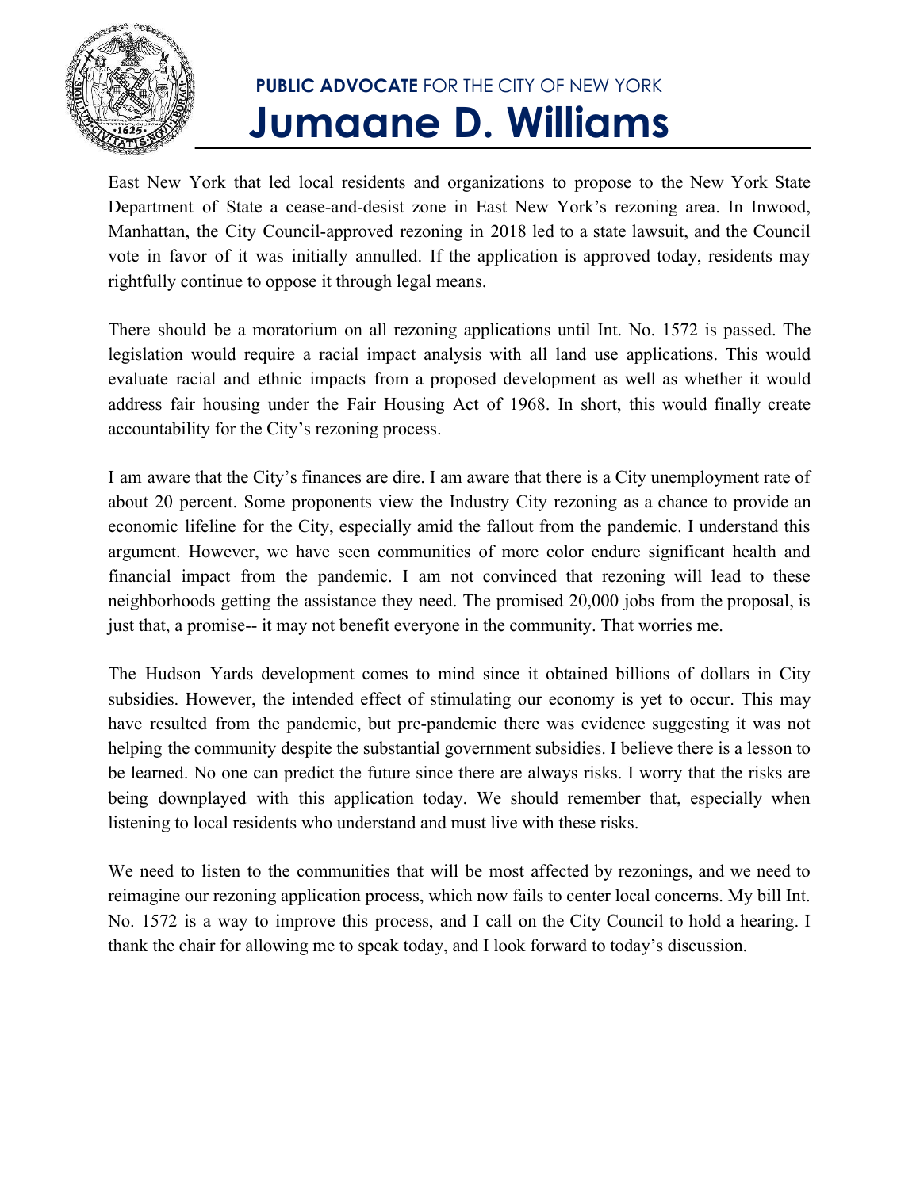East New York that led local residents and organizations to propose to the New York State Department of State a cease-and-desist zone in East New York's rezoning area. In Inwood, Manhattan, the City Council-approved rezoning in 2018 led to a state lawsuit, and the Council vote in favor of it was initially annulled. If the application is approved today, residents may rightfully continue to oppose it through legal means.

There should be a moratorium on all rezoning applications until Int. No. 1572 is passed. The legislation would require a racial impact analysis with all land use applications. This would evaluate racial and ethnic impacts from a proposed development as well as whether it would address fair housing under the Fair Housing Act of 1968. In short, this would finally create accountability for the City's rezoning process.

I am aware that the City's finances are dire. I am aware that there is a City unemployment rate of about 20 percent. Some proponents view the Industry City rezoning as a chance to provide an economic lifeline for the City, especially amid the fallout from the pandemic. I understand this argument. However, we have seen communities of more color endure significant health and financial impact from the pandemic. I am not convinced that rezoning will lead to these neighborhoods getting the assistance they need. The promised 20,000 jobs from the proposal, is just that, a promise-- it may not benefit everyone in the community. That worries me.

The Hudson Yards development comes to mind since it obtained billions of dollars in City subsidies. However, the intended effect of stimulating our economy is yet to occur. This may have resulted from the pandemic, but pre-pandemic there was evidence suggesting it was not helping the community despite the substantial government subsidies. I believe there is a lesson to be learned. No one can predict the future since there are always risks. I worry that the risks are being downplayed with this application today. We should remember that, especially when listening to local residents who understand and must live with these risks.

We need to listen to the communities that will be most affected by rezonings, and we need to reimagine our rezoning application process, which now fails to center local concerns. My bill Int. No. 1572 is a way to improve this process, and I call on the City Council to hold a hearing. I thank the chair for allowing me to speak today, and I look forward to today's discussion.